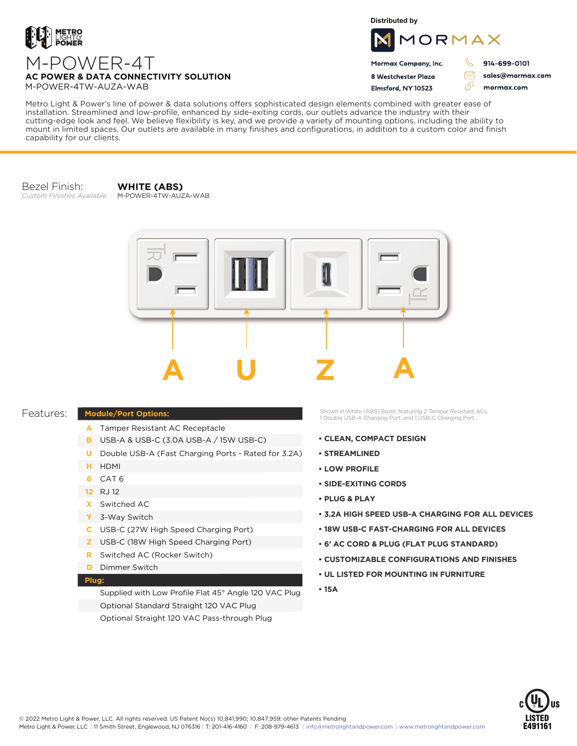METRO LIGHT & POWER

# M-POWER-4T

**AC POWER & DATA CONNECTIVITY SOLUTION**

M-POWER-4TW-AUZA-WAB

Distributed by

MORMAX

**Mormax Company, Inc.**
**8 Westchester Plaza**
**Elmsford, NY 10523**

**914-699-0101**
**sales@mormax.com**
**mormax.com**

Metro Light & Power's line of power & data solutions offers sophisticated design elements combined with greater ease of installation. Streamlined and low-profile, enhanced by side-exiting cords, our outlets advance the industry with their cutting-edge look and feel. We believe flexibility is key, and we provide a variety of mounting options, including the ability to mount in limited spaces. Our outlets are available in many finishes and configurations, in addition to a custom color and finish capability for our clients.

Bezel Finish: **WHITE (ABS)**
*Custom Finishes Available*
M-POWER-4TW-AUZA-WAB

A U Z A

## Features:

| Module/Port Options: | |
|---|---|
| A | Tamper Resistant AC Receptacle |
| B | USB-A & USB-C (3.0A USB-A / 15W USB-C) |
| U | Double USB-A (Fast Charging Ports - Rated for 3.2A) |
| H | HDMI |
| 6 | CAT 6 |
| 12 | RJ 12 |
| X | Switched AC |
| Y | 3-Way Switch |
| C | USB-C (27W High Speed Charging Port) |
| Z | USB-C (18W High Speed Charging Port) |
| R | Switched AC (Rocker Switch) |
| D | Dimmer Switch |
| **Plug:** | |
| | Supplied with Low Profile Flat 45° Angle 120 VAC Plug |
| | Optional Standard Straight 120 VAC Plug |
| | Optional Straight 120 VAC Pass-through Plug |

Shown in White (ABS) Bezel, featuring 2 Tamper Resistant ACs, 1 Double USB-A Charging Port, and 1 USB-C Charging Port.

- **CLEAN, COMPACT DESIGN**
- **STREAMLINED**
- **LOW PROFILE**
- **SIDE-EXITING CORDS**
- **PLUG & PLAY**
- **3.2A HIGH SPEED USB-A CHARGING FOR ALL DEVICES**
- **18W USB-C FAST-CHARGING FOR ALL DEVICES**
- **6' AC CORD & PLUG (FLAT PLUG STANDARD)**
- **CUSTOMIZABLE CONFIGURATIONS AND FINISHES**
- **UL LISTED FOR MOUNTING IN FURNITURE**
- **15A**

c UL us LISTED E491161

© 2022 Metro Light & Power, LLC. All rights reserved. US Patent No(s) 10,841,990; 10,847,959; other Patents Pending
Metro Light & Power, LLC | 11 Smith Street, Englewood, NJ 076316 | T: 201-416-4160 | F: 208-979-4613 | info@metrolightandpower.com | www.metrolightandpower.com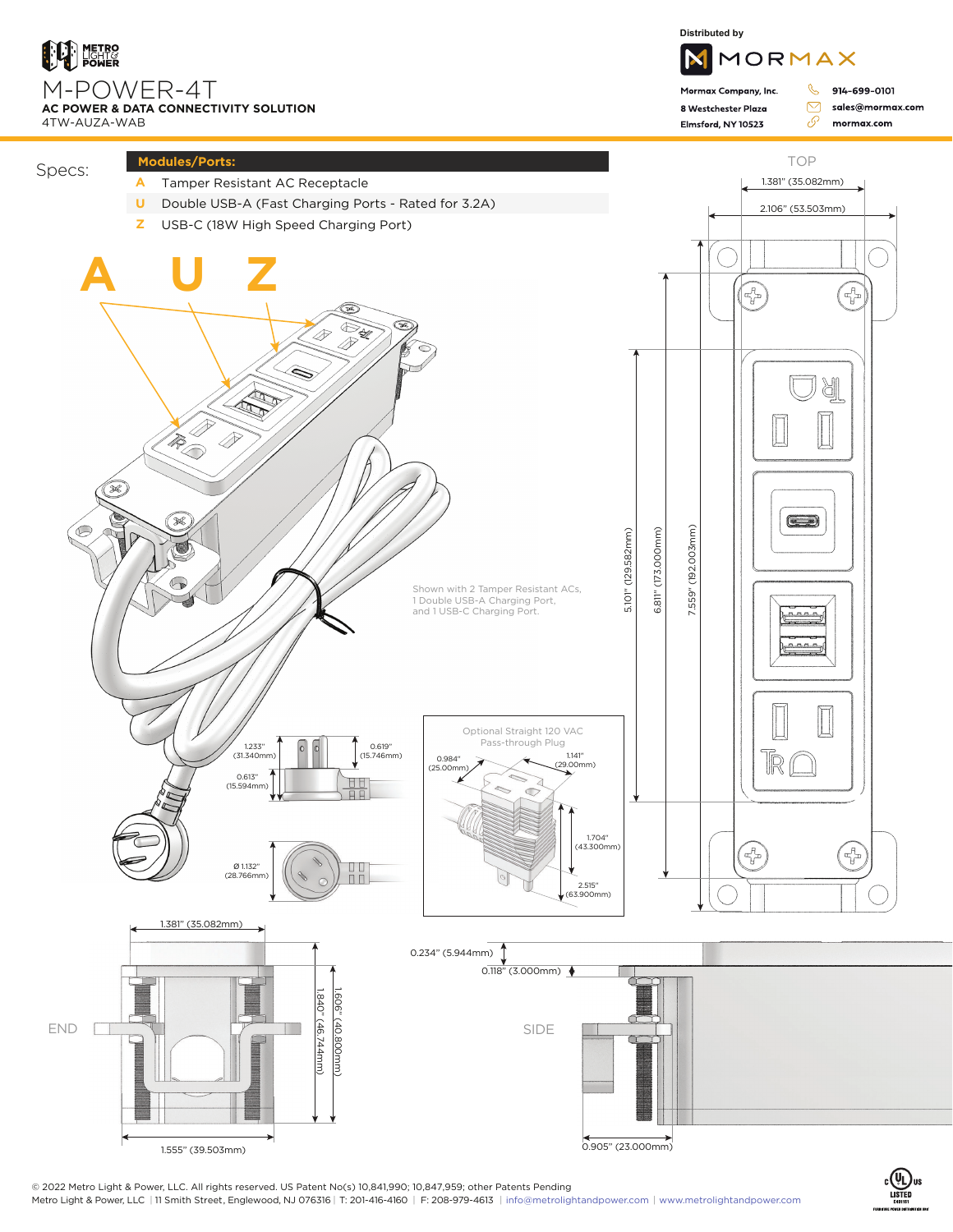METRO LIGHT & POWER

# M-POWER-4T

**AC POWER & DATA CONNECTIVITY SOLUTION**

4TW-AUZA-WAB

Distributed by

MORMAX

Mormax Company, Inc.
8 Westchester Plaza
Elmsford, NY 10523

914-699-0101
sales@mormax.com
mormax.com

## Specs:

**Modules/Ports:**

- **A** Tamper Resistant AC Receptacle
- **U** Double USB-A (Fast Charging Ports - Rated for 3.2A)
- **Z** USB-C (18W High Speed Charging Port)

A U Z

Shown with 2 Tamper Resistant ACs, 1 Double USB-A Charging Port, and 1 USB-C Charging Port.

TOP

1.381" (35.082mm)

2.106" (53.503mm)

5.101" (129.582mm)

6.811" (173.000mm)

7.559" (192.003mm)

1.233" (31.340mm)

0.619" (15.746mm)

0.613" (15.594mm)

Ø 1.132" (28.766mm)

Optional Straight 120 VAC Pass-through Plug

0.984" (25.00mm)

1.141" (29.00mm)

1.704" (43.300mm)

2.515" (63.900mm)

END

1.381" (35.082mm)

1.840" (46.744mm)

1.606" (40.800mm)

1.555" (39.503mm)

SIDE

0.234" (5.944mm)

0.118" (3.000mm)

0.905" (23.000mm)

© 2022 Metro Light & Power, LLC. All rights reserved. US Patent No(s) 10,841,990; 10,847,959; other Patents Pending

Metro Light & Power, LLC | 11 Smith Street, Englewood, NJ 076316 | T: 201-416-4160 | F: 208-979-4613 | info@metrolightandpower.com | www.metrolightandpower.com